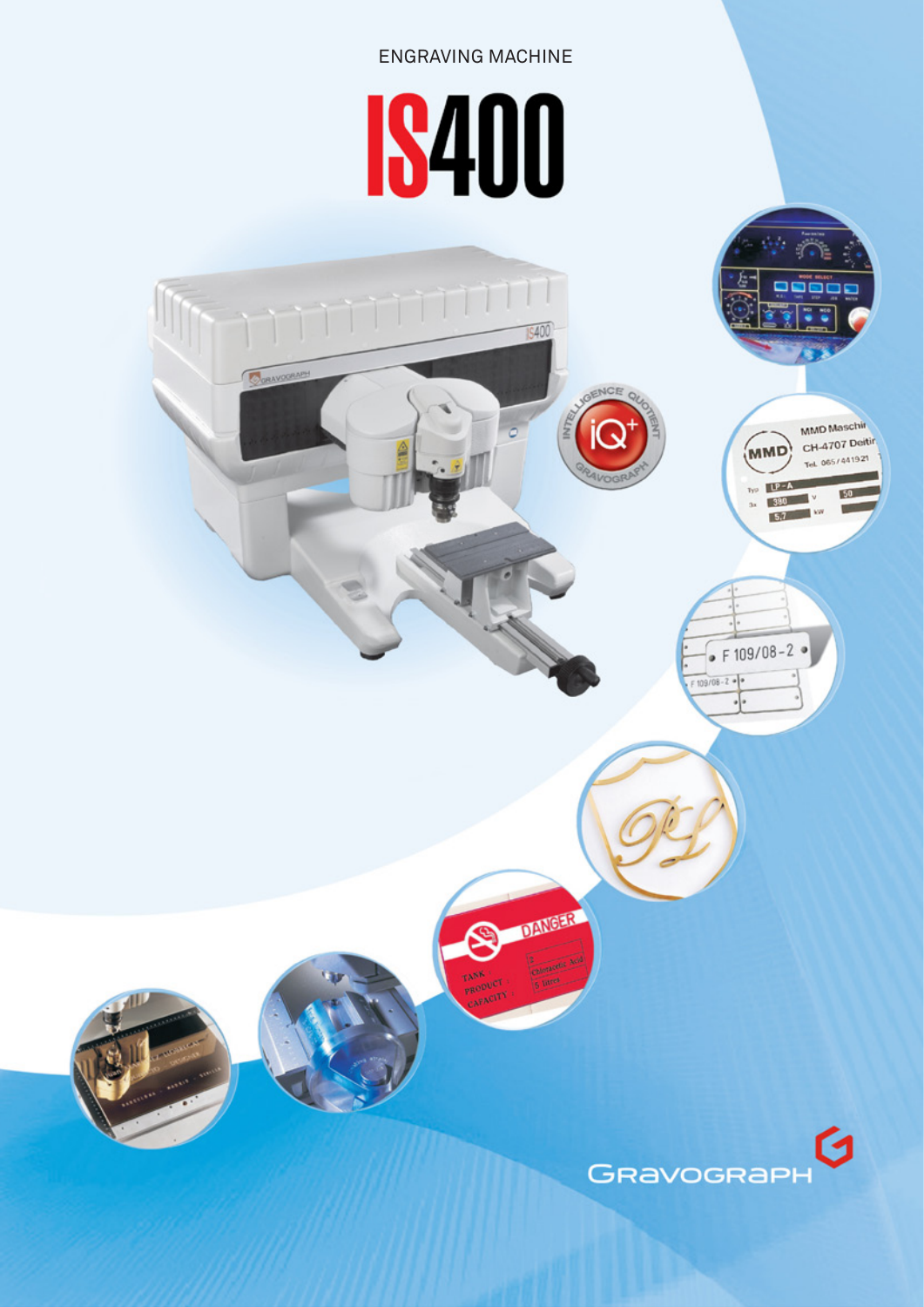ENGRAVING MACHINE

# IS400

GRAVOGRAPH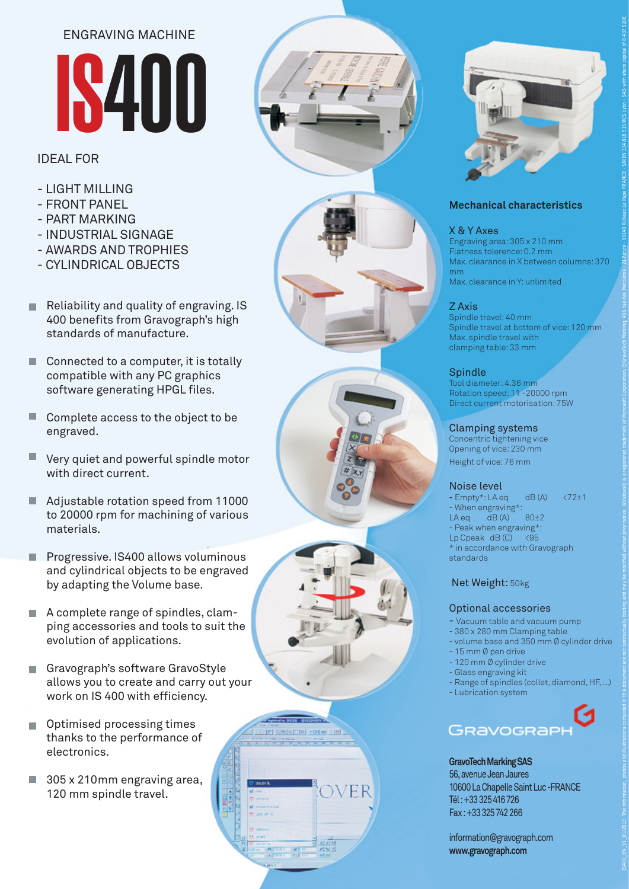ENGRAVING MACHINE

# IS400

IDEAL FOR

- LIGHT MILLING
- FRONT PANEL
- PART MARKING
- INDUSTRIAL SIGNAGE
- AWARDS AND TROPHIES
- CYLINDRICAL OBJECTS

- Reliability and quality of engraving. IS 400 benefits from Gravograph's high standards of manufacture.
- Connected to a computer, it is totally compatible with any PC graphics software generating HPGL files.
- Complete access to the object to be engraved.
- Very quiet and powerful spindle motor with direct current.
- Adjustable rotation speed from 11000 to 20000 rpm for machining of various materials.
- Progressive. IS400 allows voluminous and cylindrical objects to be engraved by adapting the Volume base.
- A complete range of spindles, clamping accessories and tools to suit the evolution of applications.
- Gravograph's software GravoStyle allows you to create and carry out your work on IS 400 with efficiency.
- Optimised processing times thanks to the performance of electronics.
- 305 x 210mm engraving area, 120 mm spindle travel.

## Mechanical characteristics

### X & Y Axes

Engraving area: 305 x 210 mm
Flatness tolerence: 0.2 mm
Max. clearance in X between columns: 370 mm
Max. clearance in Y: unlimited

### Z Axis

Spindle travel: 40 mm
Spindle travel at bottom of vice: 120 mm
Max. spindle travel with clamping table: 33 mm

### Spindle

Tool diameter: 4.36 mm
Rotation speed: 11 -20000 rpm
Direct current motorisation: 75W

### Clamping systems

Concentric tightening vice
Opening of vice: 230 mm
Height of vice: 76 mm

### Noise level

- Empty*: LA eq dB (A) <72±1
- When engraving*:
LA eq dB (A) 80±2
- Peak when engraving*:
Lp Cpeak dB (C) <95

\* in accordance with Gravograph standards

**Net Weight:** 50kg

### Optional accessories

- Vacuum table and vacuum pump
- 380 x 280 mm Clamping table
- volume base and 350 mm Ø cylinder drive
- 15 mm Ø pen drive
- 120 mm Ø cylinder drive
- Glass engraving kit
- Range of spindles (collet, diamond, HF, ...)
- Lubrication system

GRAVOGRAPH

**GravoTech Marking SAS**
56, avenue Jean Jaures
10600 La Chapelle Saint Luc -FRANCE
Tél : +33 325 416 726
Fax : +33 325 742 266

information@gravograph.com
**www.gravograph.com**

IS400_EN_V1_01/2013 The information, photos and illustrations contained in this document are not contractually binding and may be modified without prior notice. Windows® is a registered trademark of Microsoft Corporation. © GravoTech Marking, 466 rue des Mercières - ZI Périca - 69140 Rillieux La Pape FRANCE - SIREN 334 818 515 RCS Lyon - SAS with share capital of 8 437 520€